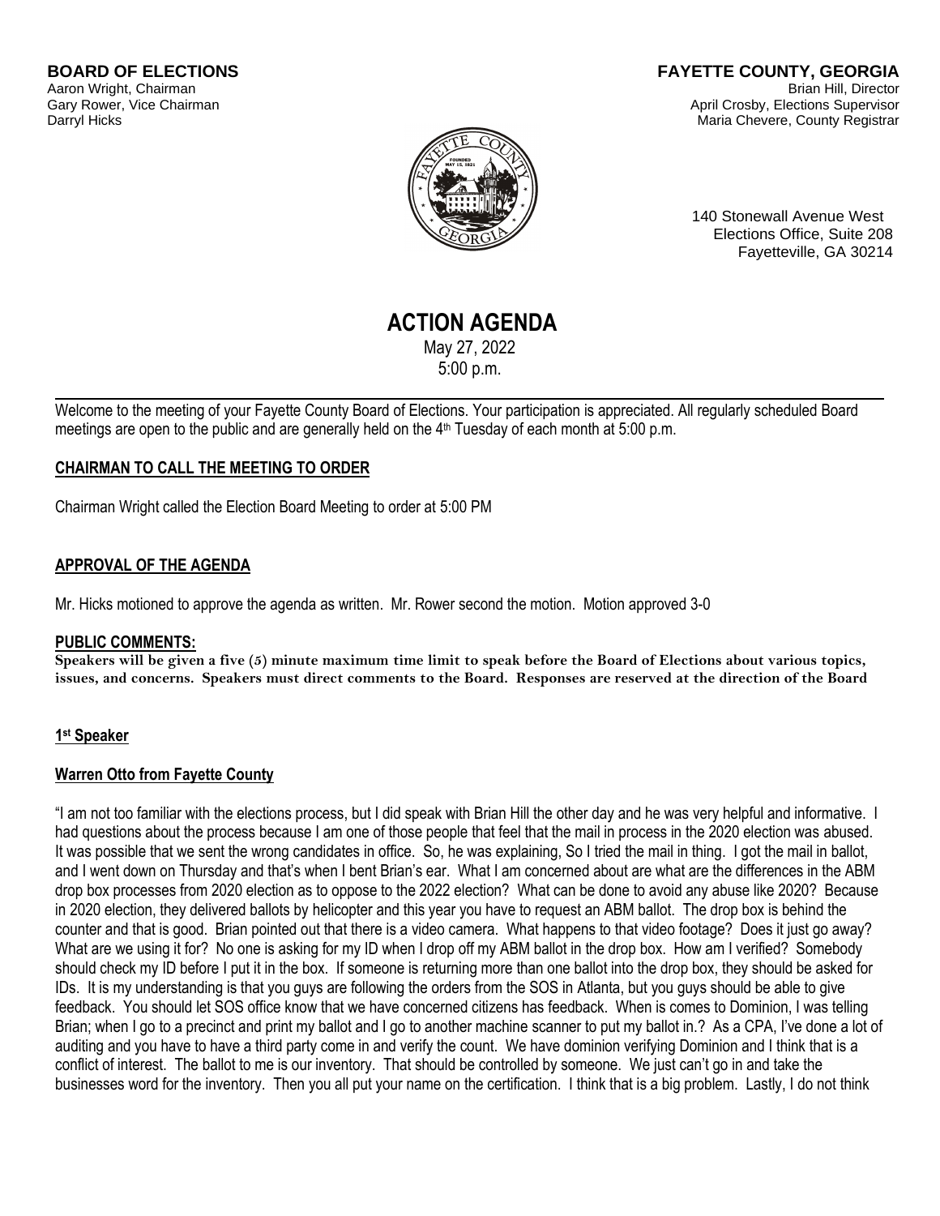**BOARD OF ELECTIONS**
Aaron Wright, Chairman
Gary Rower, Vice Chairman
Darryl Hicks

**FAYETTE COUNTY, GEORGIA**
Brian Hill, Director
April Crosby, Elections Supervisor
Maria Chevere, County Registrar

140 Stonewall Avenue West
Elections Office, Suite 208
Fayetteville, GA 30214

# ACTION AGENDA

May 27, 2022
5:00 p.m.

---

Welcome to the meeting of your Fayette County Board of Elections. Your participation is appreciated. All regularly scheduled Board meetings are open to the public and are generally held on the 4th Tuesday of each month at 5:00 p.m.

## CHAIRMAN TO CALL THE MEETING TO ORDER

Chairman Wright called the Election Board Meeting to order at 5:00 PM

## APPROVAL OF THE AGENDA

Mr. Hicks motioned to approve the agenda as written. Mr. Rower second the motion. Motion approved 3-0

## PUBLIC COMMENTS:

**Speakers will be given a five (5) minute maximum time limit to speak before the Board of Elections about various topics, issues, and concerns. Speakers must direct comments to the Board. Responses are reserved at the direction of the Board**

### 1st Speaker

### Warren Otto from Fayette County

"I am not too familiar with the elections process, but I did speak with Brian Hill the other day and he was very helpful and informative. I had questions about the process because I am one of those people that feel that the mail in process in the 2020 election was abused. It was possible that we sent the wrong candidates in office. So, he was explaining, So I tried the mail in thing. I got the mail in ballot, and I went down on Thursday and that's when I bent Brian's ear. What I am concerned about are what are the differences in the ABM drop box processes from 2020 election as to oppose to the 2022 election? What can be done to avoid any abuse like 2020? Because in 2020 election, they delivered ballots by helicopter and this year you have to request an ABM ballot. The drop box is behind the counter and that is good. Brian pointed out that there is a video camera. What happens to that video footage? Does it just go away? What are we using it for? No one is asking for my ID when I drop off my ABM ballot in the drop box. How am I verified? Somebody should check my ID before I put it in the box. If someone is returning more than one ballot into the drop box, they should be asked for IDs. It is my understanding is that you guys are following the orders from the SOS in Atlanta, but you guys should be able to give feedback. You should let SOS office know that we have concerned citizens has feedback. When is comes to Dominion, I was telling Brian; when I go to a precinct and print my ballot and I go to another machine scanner to put my ballot in.? As a CPA, I've done a lot of auditing and you have to have a third party come in and verify the count. We have dominion verifying Dominion and I think that is a conflict of interest. The ballot to me is our inventory. That should be controlled by someone. We just can't go in and take the businesses word for the inventory. Then you all put your name on the certification. I think that is a big problem. Lastly, I do not think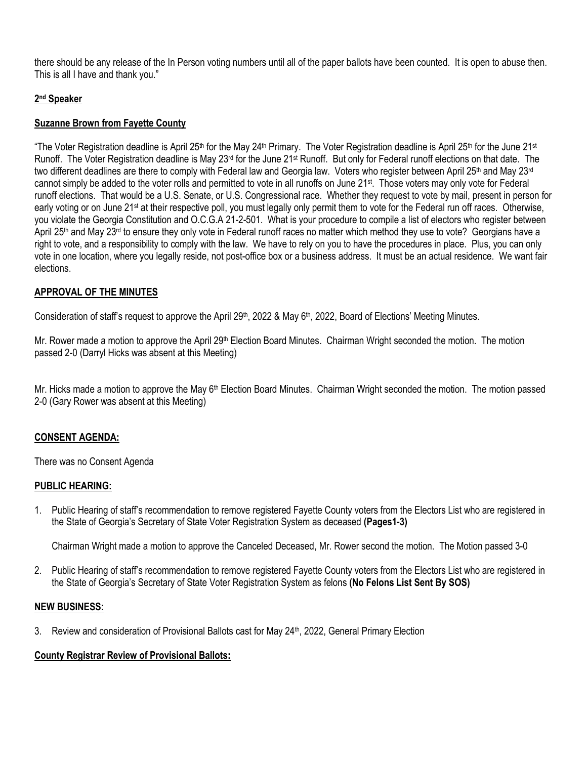there should be any release of the In Person voting numbers until all of the paper ballots have been counted. It is open to abuse then. This is all I have and thank you."

**2nd Speaker**

**Suzanne Brown from Fayette County**

"The Voter Registration deadline is April 25th for the May 24th Primary. The Voter Registration deadline is April 25th for the June 21st Runoff. The Voter Registration deadline is May 23rd for the June 21st Runoff. But only for Federal runoff elections on that date. The two different deadlines are there to comply with Federal law and Georgia law. Voters who register between April 25th and May 23rd cannot simply be added to the voter rolls and permitted to vote in all runoffs on June 21st. Those voters may only vote for Federal runoff elections. That would be a U.S. Senate, or U.S. Congressional race. Whether they request to vote by mail, present in person for early voting or on June 21st at their respective poll, you must legally only permit them to vote for the Federal run off races. Otherwise, you violate the Georgia Constitution and O.C.G.A 21-2-501. What is your procedure to compile a list of electors who register between April 25th and May 23rd to ensure they only vote in Federal runoff races no matter which method they use to vote? Georgians have a right to vote, and a responsibility to comply with the law. We have to rely on you to have the procedures in place. Plus, you can only vote in one location, where you legally reside, not post-office box or a business address. It must be an actual residence. We want fair elections.

**APPROVAL OF THE MINUTES**

Consideration of staff's request to approve the April 29th, 2022 & May 6th, 2022, Board of Elections' Meeting Minutes.

Mr. Rower made a motion to approve the April 29th Election Board Minutes. Chairman Wright seconded the motion. The motion passed 2-0 (Darryl Hicks was absent at this Meeting)

Mr. Hicks made a motion to approve the May 6th Election Board Minutes. Chairman Wright seconded the motion. The motion passed 2-0 (Gary Rower was absent at this Meeting)

**CONSENT AGENDA:**

There was no Consent Agenda

**PUBLIC HEARING:**

1. Public Hearing of staff's recommendation to remove registered Fayette County voters from the Electors List who are registered in the State of Georgia's Secretary of State Voter Registration System as deceased **(Pages1-3)**

   Chairman Wright made a motion to approve the Canceled Deceased, Mr. Rower second the motion. The Motion passed 3-0

2. Public Hearing of staff's recommendation to remove registered Fayette County voters from the Electors List who are registered in the State of Georgia's Secretary of State Voter Registration System as felons **(No Felons List Sent By SOS)**

**NEW BUSINESS:**

3. Review and consideration of Provisional Ballots cast for May 24th, 2022, General Primary Election

**County Registrar Review of Provisional Ballots:**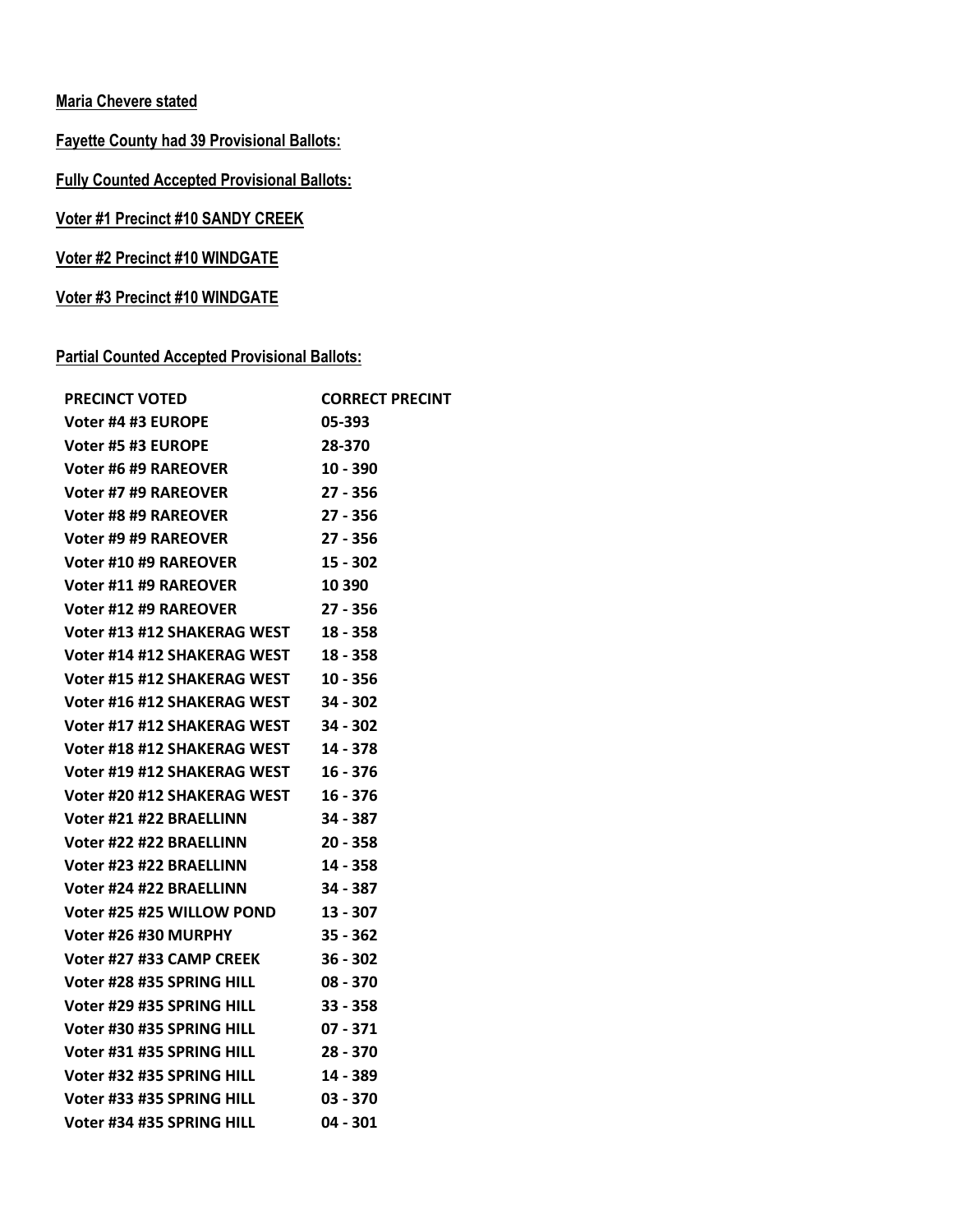**Maria Chevere stated**

**Fayette County had 39 Provisional Ballots:**

**Fully Counted Accepted Provisional Ballots:**

**Voter #1 Precinct #10 SANDY CREEK**

**Voter #2 Precinct #10 WINDGATE**

**Voter #3 Precinct #10 WINDGATE**

**Partial Counted Accepted Provisional Ballots:**

| PRECINCT VOTED | CORRECT PRECINT |
|---|---|
| Voter #4 #3 EUROPE | 05-393 |
| Voter #5 #3 EUROPE | 28-370 |
| Voter #6 #9 RAREOVER | 10 - 390 |
| Voter #7 #9 RAREOVER | 27 - 356 |
| Voter #8 #9 RAREOVER | 27 - 356 |
| Voter #9 #9 RAREOVER | 27 - 356 |
| Voter #10 #9 RAREOVER | 15 - 302 |
| Voter #11 #9 RAREOVER | 10 390 |
| Voter #12 #9 RAREOVER | 27 - 356 |
| Voter #13 #12 SHAKERAG WEST | 18 - 358 |
| Voter #14 #12 SHAKERAG WEST | 18 - 358 |
| Voter #15 #12 SHAKERAG WEST | 10 - 356 |
| Voter #16 #12 SHAKERAG WEST | 34 - 302 |
| Voter #17 #12 SHAKERAG WEST | 34 - 302 |
| Voter #18 #12 SHAKERAG WEST | 14 - 378 |
| Voter #19 #12 SHAKERAG WEST | 16 - 376 |
| Voter #20 #12 SHAKERAG WEST | 16 - 376 |
| Voter #21 #22 BRAELLINN | 34 - 387 |
| Voter #22 #22 BRAELLINN | 20 - 358 |
| Voter #23 #22 BRAELLINN | 14 - 358 |
| Voter #24 #22 BRAELLINN | 34 - 387 |
| Voter #25 #25 WILLOW POND | 13 - 307 |
| Voter #26 #30 MURPHY | 35 - 362 |
| Voter #27 #33 CAMP CREEK | 36 - 302 |
| Voter #28 #35 SPRING HILL | 08 - 370 |
| Voter #29 #35 SPRING HILL | 33 - 358 |
| Voter #30 #35 SPRING HILL | 07 - 371 |
| Voter #31 #35 SPRING HILL | 28 - 370 |
| Voter #32 #35 SPRING HILL | 14 - 389 |
| Voter #33 #35 SPRING HILL | 03 - 370 |
| Voter #34 #35 SPRING HILL | 04 - 301 |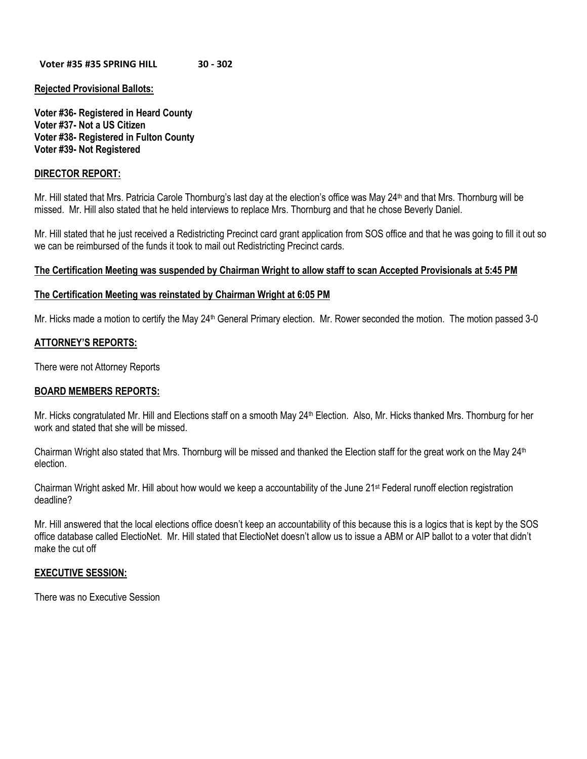**Voter #35 #35 SPRING HILL 30 - 302**

**Rejected Provisional Ballots:**

**Voter #36- Registered in Heard County**
**Voter #37- Not a US Citizen**
**Voter #38- Registered in Fulton County**
**Voter #39- Not Registered**

**DIRECTOR REPORT:**

Mr. Hill stated that Mrs. Patricia Carole Thornburg's last day at the election's office was May 24th and that Mrs. Thornburg will be missed. Mr. Hill also stated that he held interviews to replace Mrs. Thornburg and that he chose Beverly Daniel.

Mr. Hill stated that he just received a Redistricting Precinct card grant application from SOS office and that he was going to fill it out so we can be reimbursed of the funds it took to mail out Redistricting Precinct cards.

**The Certification Meeting was suspended by Chairman Wright to allow staff to scan Accepted Provisionals at 5:45 PM**

**The Certification Meeting was reinstated by Chairman Wright at 6:05 PM**

Mr. Hicks made a motion to certify the May 24th General Primary election. Mr. Rower seconded the motion. The motion passed 3-0

**ATTORNEY'S REPORTS:**

There were not Attorney Reports

**BOARD MEMBERS REPORTS:**

Mr. Hicks congratulated Mr. Hill and Elections staff on a smooth May 24th Election. Also, Mr. Hicks thanked Mrs. Thornburg for her work and stated that she will be missed.

Chairman Wright also stated that Mrs. Thornburg will be missed and thanked the Election staff for the great work on the May 24th election.

Chairman Wright asked Mr. Hill about how would we keep a accountability of the June 21st Federal runoff election registration deadline?

Mr. Hill answered that the local elections office doesn't keep an accountability of this because this is a logics that is kept by the SOS office database called ElectioNet. Mr. Hill stated that ElectioNet doesn't allow us to issue a ABM or AIP ballot to a voter that didn't make the cut off

**EXECUTIVE SESSION:**

There was no Executive Session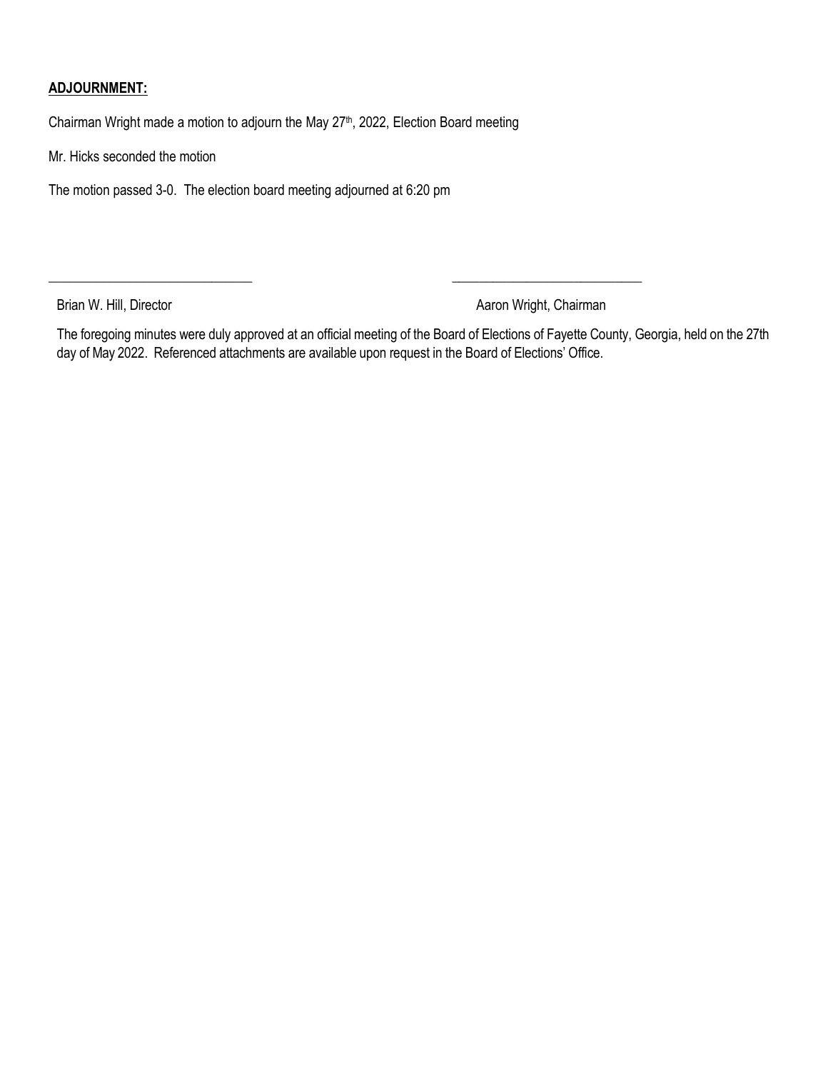**ADJOURNMENT:**

Chairman Wright made a motion to adjourn the May 27th, 2022, Election Board meeting

Mr. Hicks seconded the motion

The motion passed 3-0. The election board meeting adjourned at 6:20 pm

\_\_\_\_\_\_\_\_\_\_\_\_\_\_\_\_\_\_\_\_\_\_\_\_\_\_\_\_\_\_ \_\_\_\_\_\_\_\_\_\_\_\_\_\_\_\_\_\_\_\_\_\_\_\_\_\_\_\_\_\_

Brian W. Hill, Director Aaron Wright, Chairman

The foregoing minutes were duly approved at an official meeting of the Board of Elections of Fayette County, Georgia, held on the 27th day of May 2022. Referenced attachments are available upon request in the Board of Elections' Office.